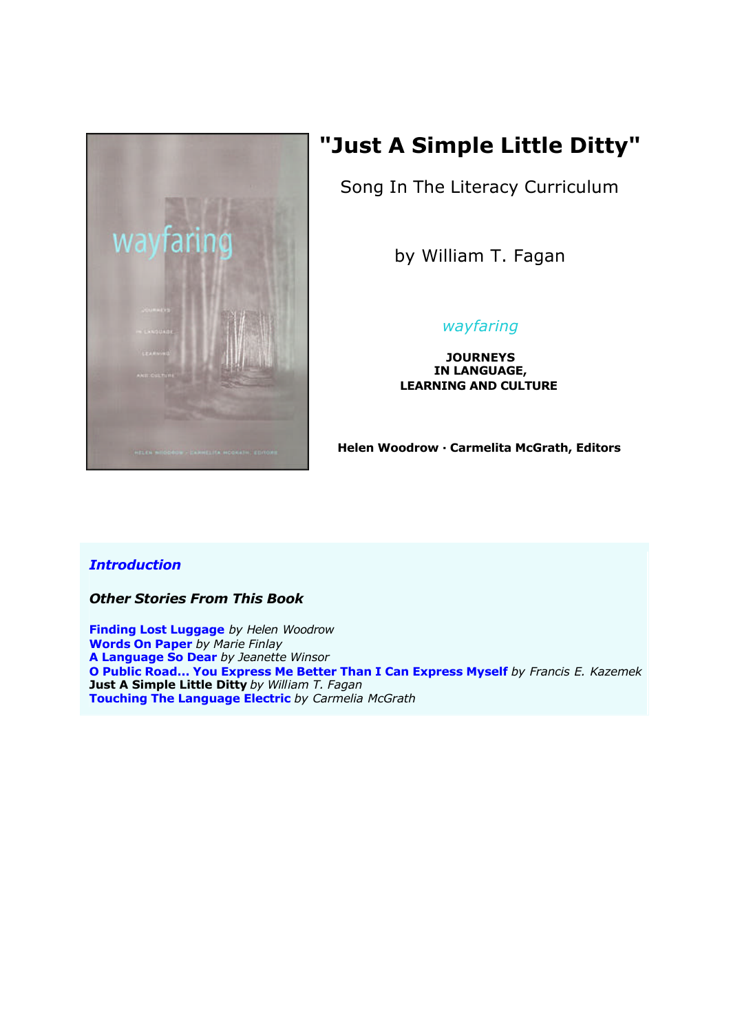# "Just A Simple Little Ditty"

## Song In The Literacy Curriculum

by William T. Fagan

*wayfaring*

**JOURNEYS IN LANGUAGE, LEARNING AND CULTURE**

**Helen Woodrow · Carmelita McGrath, Editors**

***Introduction***

***Other Stories From This Book***

**Finding Lost Luggage** *by Helen Woodrow*
**Words On Paper** *by Marie Finlay*
**A Language So Dear** *by Jeanette Winsor*
**O Public Road... You Express Me Better Than I Can Express Myself** *by Francis E. Kazemek*
**Just A Simple Little Ditty** *by William T. Fagan*
**Touching The Language Electric** *by Carmelia McGrath*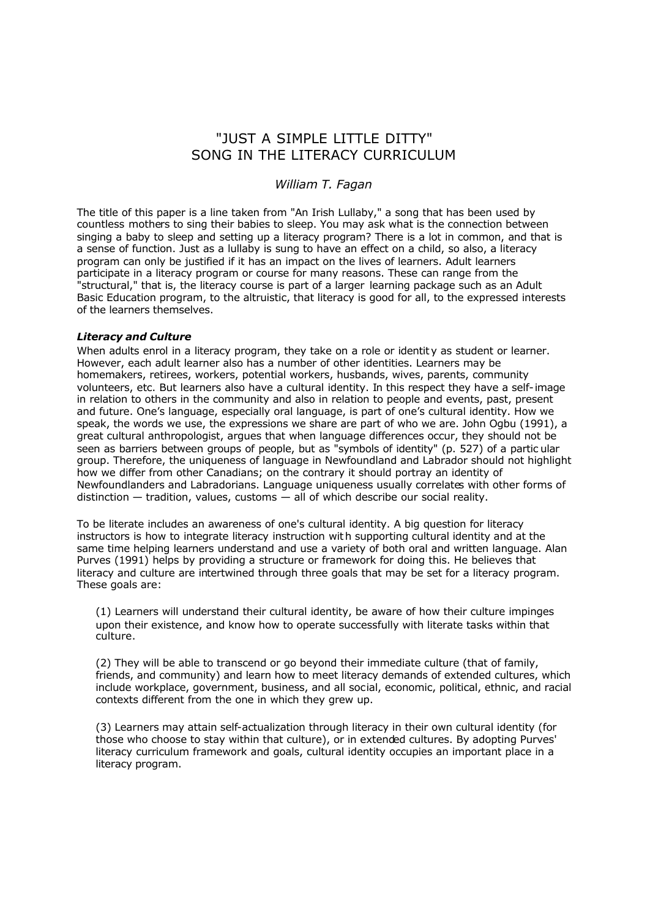# "JUST A SIMPLE LITTLE DITTY"
# SONG IN THE LITERACY CURRICULUM

*William T. Fagan*

The title of this paper is a line taken from "An Irish Lullaby," a song that has been used by countless mothers to sing their babies to sleep. You may ask what is the connection between singing a baby to sleep and setting up a literacy program? There is a lot in common, and that is a sense of function. Just as a lullaby is sung to have an effect on a child, so also, a literacy program can only be justified if it has an impact on the lives of learners. Adult learners participate in a literacy program or course for many reasons. These can range from the "structural," that is, the literacy course is part of a larger learning package such as an Adult Basic Education program, to the altruistic, that literacy is good for all, to the expressed interests of the learners themselves.

***Literacy and Culture***

When adults enrol in a literacy program, they take on a role or identity as student or learner. However, each adult learner also has a number of other identities. Learners may be homemakers, retirees, workers, potential workers, husbands, wives, parents, community volunteers, etc. But learners also have a cultural identity. In this respect they have a self-image in relation to others in the community and also in relation to people and events, past, present and future. One's language, especially oral language, is part of one's cultural identity. How we speak, the words we use, the expressions we share are part of who we are. John Ogbu (1991), a great cultural anthropologist, argues that when language differences occur, they should not be seen as barriers between groups of people, but as "symbols of identity" (p. 527) of a particular group. Therefore, the uniqueness of language in Newfoundland and Labrador should not highlight how we differ from other Canadians; on the contrary it should portray an identity of Newfoundlanders and Labradorians. Language uniqueness usually correlates with other forms of distinction — tradition, values, customs — all of which describe our social reality.

To be literate includes an awareness of one's cultural identity. A big question for literacy instructors is how to integrate literacy instruction with supporting cultural identity and at the same time helping learners understand and use a variety of both oral and written language. Alan Purves (1991) helps by providing a structure or framework for doing this. He believes that literacy and culture are intertwined through three goals that may be set for a literacy program. These goals are:

(1) Learners will understand their cultural identity, be aware of how their culture impinges upon their existence, and know how to operate successfully with literate tasks within that culture.

(2) They will be able to transcend or go beyond their immediate culture (that of family, friends, and community) and learn how to meet literacy demands of extended cultures, which include workplace, government, business, and all social, economic, political, ethnic, and racial contexts different from the one in which they grew up.

(3) Learners may attain self-actualization through literacy in their own cultural identity (for those who choose to stay within that culture), or in extended cultures. By adopting Purves' literacy curriculum framework and goals, cultural identity occupies an important place in a literacy program.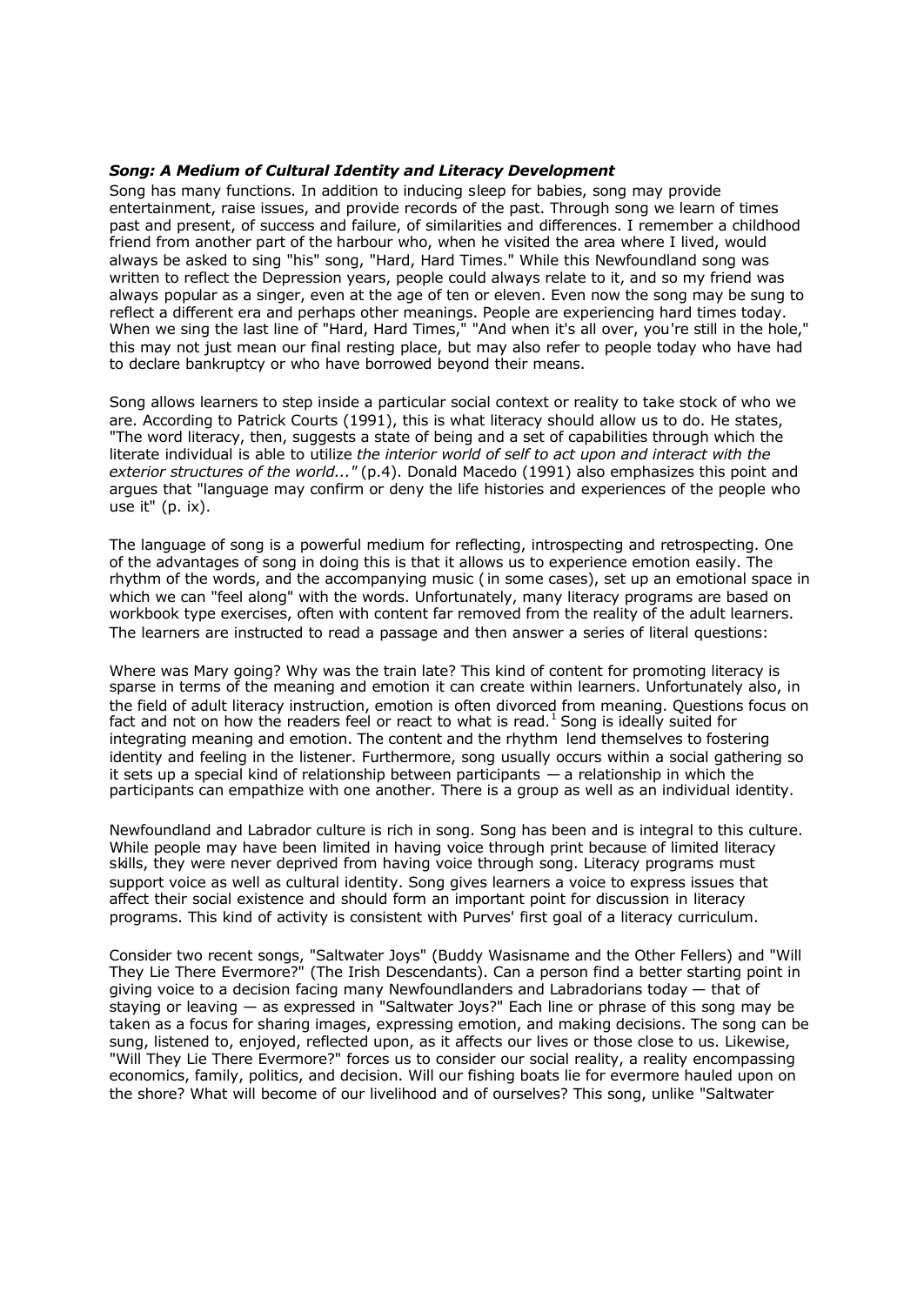### ***Song: A Medium of Cultural Identity and Literacy Development***

Song has many functions. In addition to inducing sleep for babies, song may provide entertainment, raise issues, and provide records of the past. Through song we learn of times past and present, of success and failure, of similarities and differences. I remember a childhood friend from another part of the harbour who, when he visited the area where I lived, would always be asked to sing "his" song, "Hard, Hard Times." While this Newfoundland song was written to reflect the Depression years, people could always relate to it, and so my friend was always popular as a singer, even at the age of ten or eleven. Even now the song may be sung to reflect a different era and perhaps other meanings. People are experiencing hard times today. When we sing the last line of "Hard, Hard Times," "And when it's all over, you're still in the hole," this may not just mean our final resting place, but may also refer to people today who have had to declare bankruptcy or who have borrowed beyond their means.

Song allows learners to step inside a particular social context or reality to take stock of who we are. According to Patrick Courts (1991), this is what literacy should allow us to do. He states, "The word literacy, then, suggests a state of being and a set of capabilities through which the literate individual is able to utilize *the interior world of self to act upon and interact with the exterior structures of the world..."* (p.4). Donald Macedo (1991) also emphasizes this point and argues that "language may confirm or deny the life histories and experiences of the people who use it" (p. ix).

The language of song is a powerful medium for reflecting, introspecting and retrospecting. One of the advantages of song in doing this is that it allows us to experience emotion easily. The rhythm of the words, and the accompanying music (in some cases), set up an emotional space in which we can "feel along" with the words. Unfortunately, many literacy programs are based on workbook type exercises, often with content far removed from the reality of the adult learners. The learners are instructed to read a passage and then answer a series of literal questions:

Where was Mary going? Why was the train late? This kind of content for promoting literacy is sparse in terms of the meaning and emotion it can create within learners. Unfortunately also, in the field of adult literacy instruction, emotion is often divorced from meaning. Questions focus on fact and not on how the readers feel or react to what is read.[1] Song is ideally suited for integrating meaning and emotion. The content and the rhythm lend themselves to fostering identity and feeling in the listener. Furthermore, song usually occurs within a social gathering so it sets up a special kind of relationship between participants — a relationship in which the participants can empathize with one another. There is a group as well as an individual identity.

Newfoundland and Labrador culture is rich in song. Song has been and is integral to this culture. While people may have been limited in having voice through print because of limited literacy skills, they were never deprived from having voice through song. Literacy programs must support voice as well as cultural identity. Song gives learners a voice to express issues that affect their social existence and should form an important point for discussion in literacy programs. This kind of activity is consistent with Purves' first goal of a literacy curriculum.

Consider two recent songs, "Saltwater Joys" (Buddy Wasisname and the Other Fellers) and "Will They Lie There Evermore?" (The Irish Descendants). Can a person find a better starting point in giving voice to a decision facing many Newfoundlanders and Labradorians today — that of staying or leaving — as expressed in "Saltwater Joys?" Each line or phrase of this song may be taken as a focus for sharing images, expressing emotion, and making decisions. The song can be sung, listened to, enjoyed, reflected upon, as it affects our lives or those close to us. Likewise, "Will They Lie There Evermore?" forces us to consider our social reality, a reality encompassing economics, family, politics, and decision. Will our fishing boats lie for evermore hauled upon on the shore? What will become of our livelihood and of ourselves? This song, unlike "Saltwater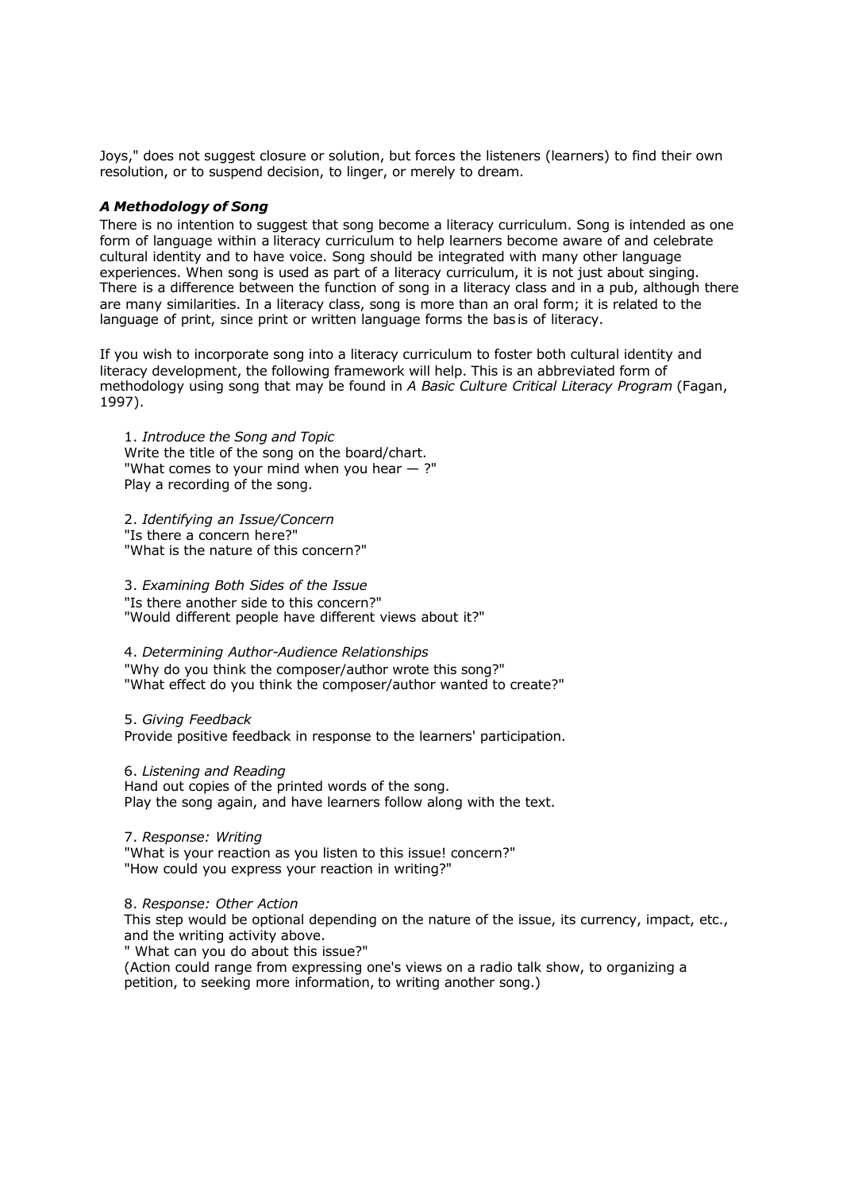Joys," does not suggest closure or solution, but forces the listeners (learners) to find their own resolution, or to suspend decision, to linger, or merely to dream.

### *A Methodology of Song*

There is no intention to suggest that song become a literacy curriculum. Song is intended as one form of language within a literacy curriculum to help learners become aware of and celebrate cultural identity and to have voice. Song should be integrated with many other language experiences. When song is used as part of a literacy curriculum, it is not just about singing. There is a difference between the function of song in a literacy class and in a pub, although there are many similarities. In a literacy class, song is more than an oral form; it is related to the language of print, since print or written language forms the basis of literacy.

If you wish to incorporate song into a literacy curriculum to foster both cultural identity and literacy development, the following framework will help. This is an abbreviated form of methodology using song that may be found in *A Basic Culture Critical Literacy Program* (Fagan, 1997).

1. *Introduce the Song and Topic*
Write the title of the song on the board/chart.
"What comes to your mind when you hear — ?"
Play a recording of the song.

2. *Identifying an Issue/Concern*
"Is there a concern here?"
"What is the nature of this concern?"

3. *Examining Both Sides of the Issue*
"Is there another side to this concern?"
"Would different people have different views about it?"

4. *Determining Author-Audience Relationships*
"Why do you think the composer/author wrote this song?"
"What effect do you think the composer/author wanted to create?"

5. *Giving Feedback*
Provide positive feedback in response to the learners' participation.

6. *Listening and Reading*
Hand out copies of the printed words of the song.
Play the song again, and have learners follow along with the text.

7. *Response: Writing*
"What is your reaction as you listen to this issue! concern?"
"How could you express your reaction in writing?"

8. *Response: Other Action*
This step would be optional depending on the nature of the issue, its currency, impact, etc., and the writing activity above.
" What can you do about this issue?"
(Action could range from expressing one's views on a radio talk show, to organizing a petition, to seeking more information, to writing another song.)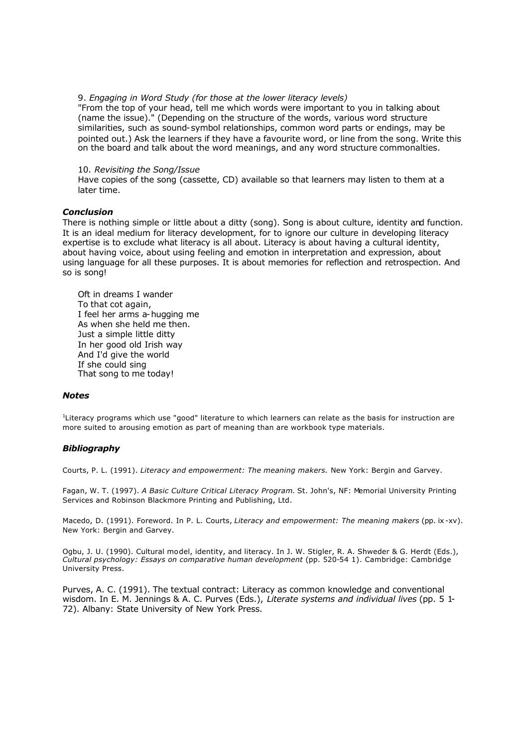9. *Engaging in Word Study (for those at the lower literacy levels)*
"From the top of your head, tell me which words were important to you in talking about (name the issue)." (Depending on the structure of the words, various word structure similarities, such as sound-symbol relationships, common word parts or endings, may be pointed out.) Ask the learners if they have a favourite word, or line from the song. Write this on the board and talk about the word meanings, and any word structure commonalties.

10. *Revisiting the Song/Issue*
Have copies of the song (cassette, CD) available so that learners may listen to them at a later time.

### *Conclusion*

There is nothing simple or little about a ditty (song). Song is about culture, identity and function. It is an ideal medium for literacy development, for to ignore our culture in developing literacy expertise is to exclude what literacy is all about. Literacy is about having a cultural identity, about having voice, about using feeling and emotion in interpretation and expression, about using language for all these purposes. It is about memories for reflection and retrospection. And so is song!

Oft in dreams I wander
To that cot again,
I feel her arms a-hugging me
As when she held me then.
Just a simple little ditty
In her good old Irish way
And I'd give the world
If she could sing
That song to me today!

### *Notes*

[1]Literacy programs which use "good" literature to which learners can relate as the basis for instruction are more suited to arousing emotion as part of meaning than are workbook type materials.

### *Bibliography*

Courts, P. L. (1991). *Literacy and empowerment: The meaning makers.* New York: Bergin and Garvey.

Fagan, W. T. (1997). *A Basic Culture Critical Literacy Program.* St. John's, NF: Memorial University Printing Services and Robinson Blackmore Printing and Publishing, Ltd.

Macedo, D. (1991). Foreword. In P. L. Courts, *Literacy and empowerment: The meaning makers* (pp. ix-xv). New York: Bergin and Garvey.

Ogbu, J. U. (1990). Cultural model, identity, and literacy. In J. W. Stigler, R. A. Shweder & G. Herdt (Eds.), *Cultural psychology: Essays on comparative human development* (pp. 520-54 1). Cambridge: Cambridge University Press.

Purves, A. C. (1991). The textual contract: Literacy as common knowledge and conventional wisdom. In E. M. Jennings & A. C. Purves (Eds.), *Literate systems and individual lives* (pp. 5 1-72). Albany: State University of New York Press.